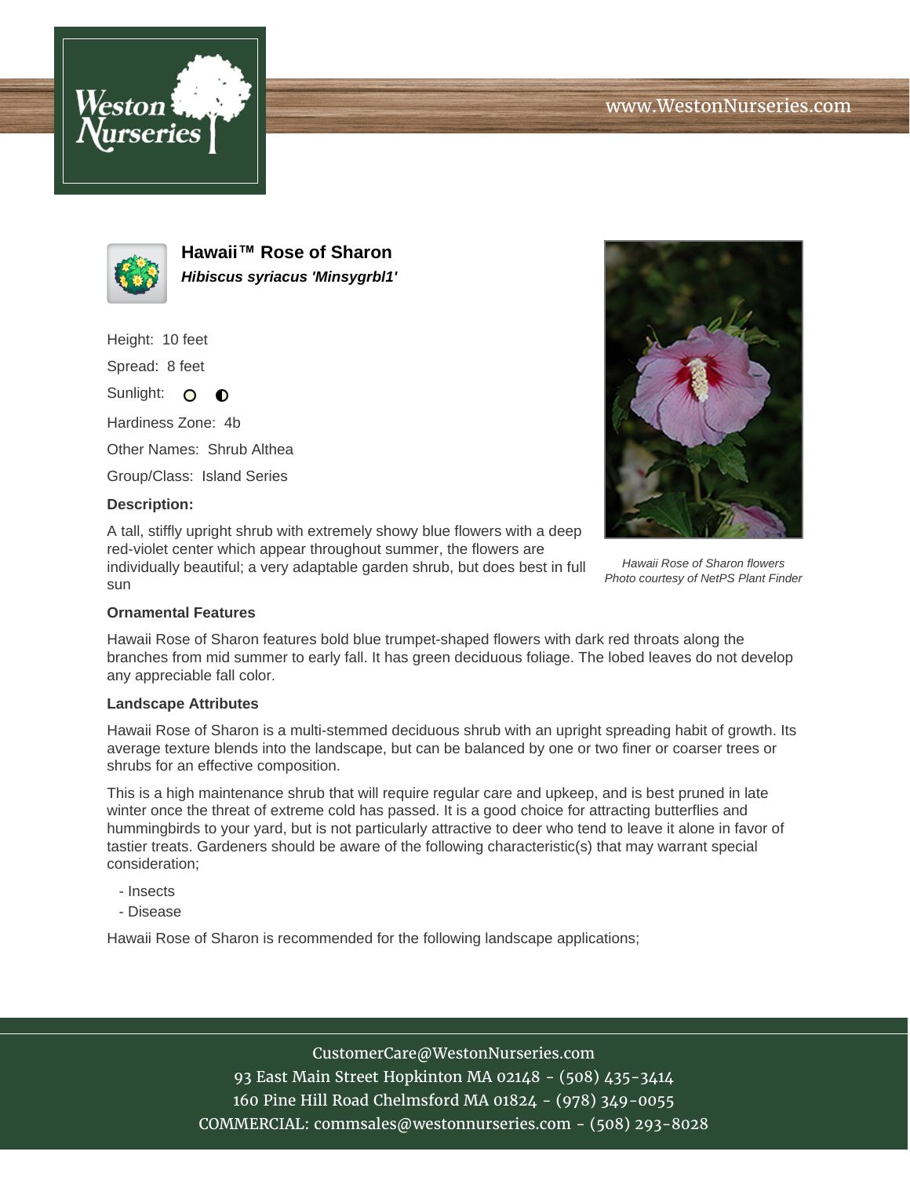# Hawaii™ Rose of Sharon

***Hibiscus syriacus 'Minsygrbl1'***

Height: 10 feet

Spread: 8 feet

Sunlight:

Hardiness Zone: 4b

Other Names: Shrub Althea

Group/Class: Island Series

**Description:**

A tall, stiffly upright shrub with extremely showy blue flowers with a deep red-violet center which appear throughout summer, the flowers are individually beautiful; a very adaptable garden shrub, but does best in full sun

*Hawaii Rose of Sharon flowers*
*Photo courtesy of NetPS Plant Finder*

**Ornamental Features**

Hawaii Rose of Sharon features bold blue trumpet-shaped flowers with dark red throats along the branches from mid summer to early fall. It has green deciduous foliage. The lobed leaves do not develop any appreciable fall color.

**Landscape Attributes**

Hawaii Rose of Sharon is a multi-stemmed deciduous shrub with an upright spreading habit of growth. Its average texture blends into the landscape, but can be balanced by one or two finer or coarser trees or shrubs for an effective composition.

This is a high maintenance shrub that will require regular care and upkeep, and is best pruned in late winter once the threat of extreme cold has passed. It is a good choice for attracting butterflies and hummingbirds to your yard, but is not particularly attractive to deer who tend to leave it alone in favor of tastier treats. Gardeners should be aware of the following characteristic(s) that may warrant special consideration;

- Insects
- Disease

Hawaii Rose of Sharon is recommended for the following landscape applications;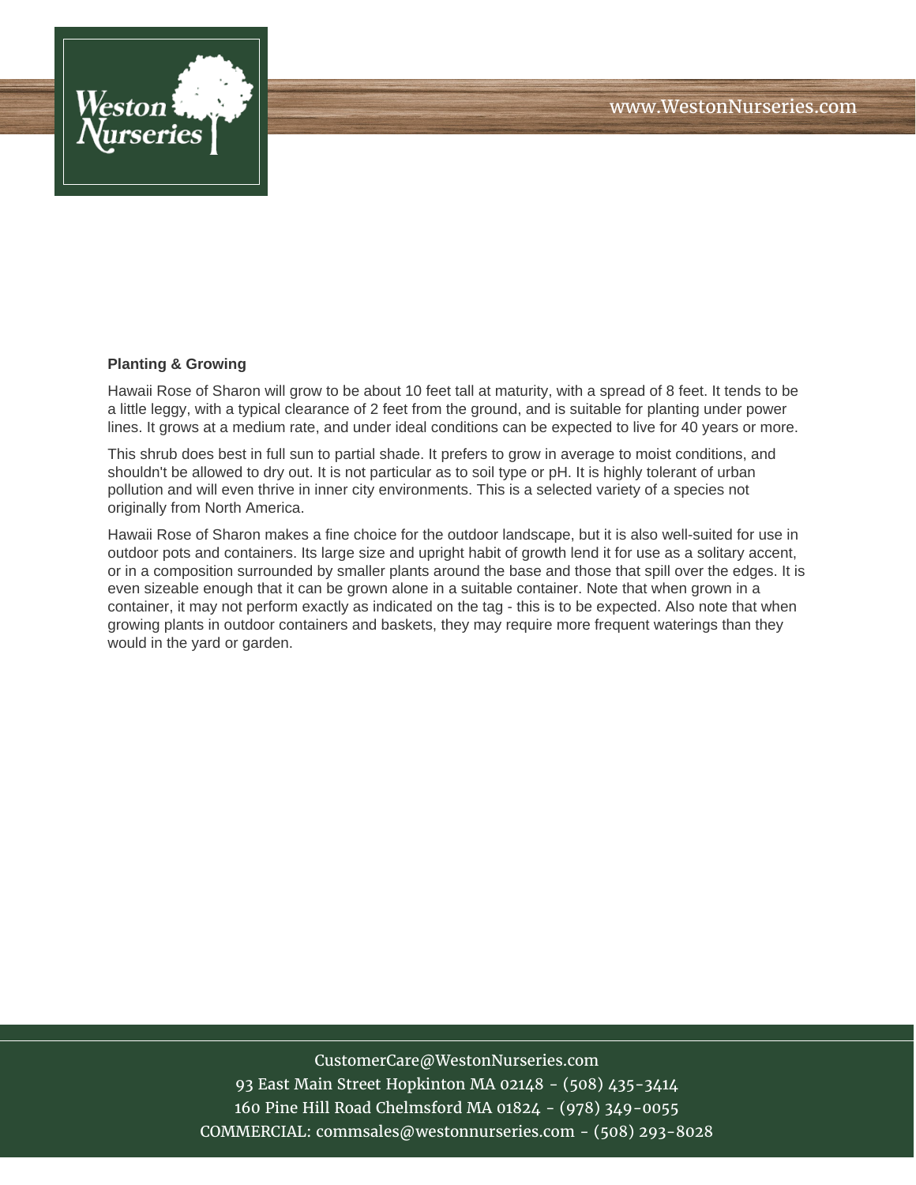**Planting & Growing**

Hawaii Rose of Sharon will grow to be about 10 feet tall at maturity, with a spread of 8 feet. It tends to be a little leggy, with a typical clearance of 2 feet from the ground, and is suitable for planting under power lines. It grows at a medium rate, and under ideal conditions can be expected to live for 40 years or more.

This shrub does best in full sun to partial shade. It prefers to grow in average to moist conditions, and shouldn't be allowed to dry out. It is not particular as to soil type or pH. It is highly tolerant of urban pollution and will even thrive in inner city environments. This is a selected variety of a species not originally from North America.

Hawaii Rose of Sharon makes a fine choice for the outdoor landscape, but it is also well-suited for use in outdoor pots and containers. Its large size and upright habit of growth lend it for use as a solitary accent, or in a composition surrounded by smaller plants around the base and those that spill over the edges. It is even sizeable enough that it can be grown alone in a suitable container. Note that when grown in a container, it may not perform exactly as indicated on the tag - this is to be expected. Also note that when growing plants in outdoor containers and baskets, they may require more frequent waterings than they would in the yard or garden.